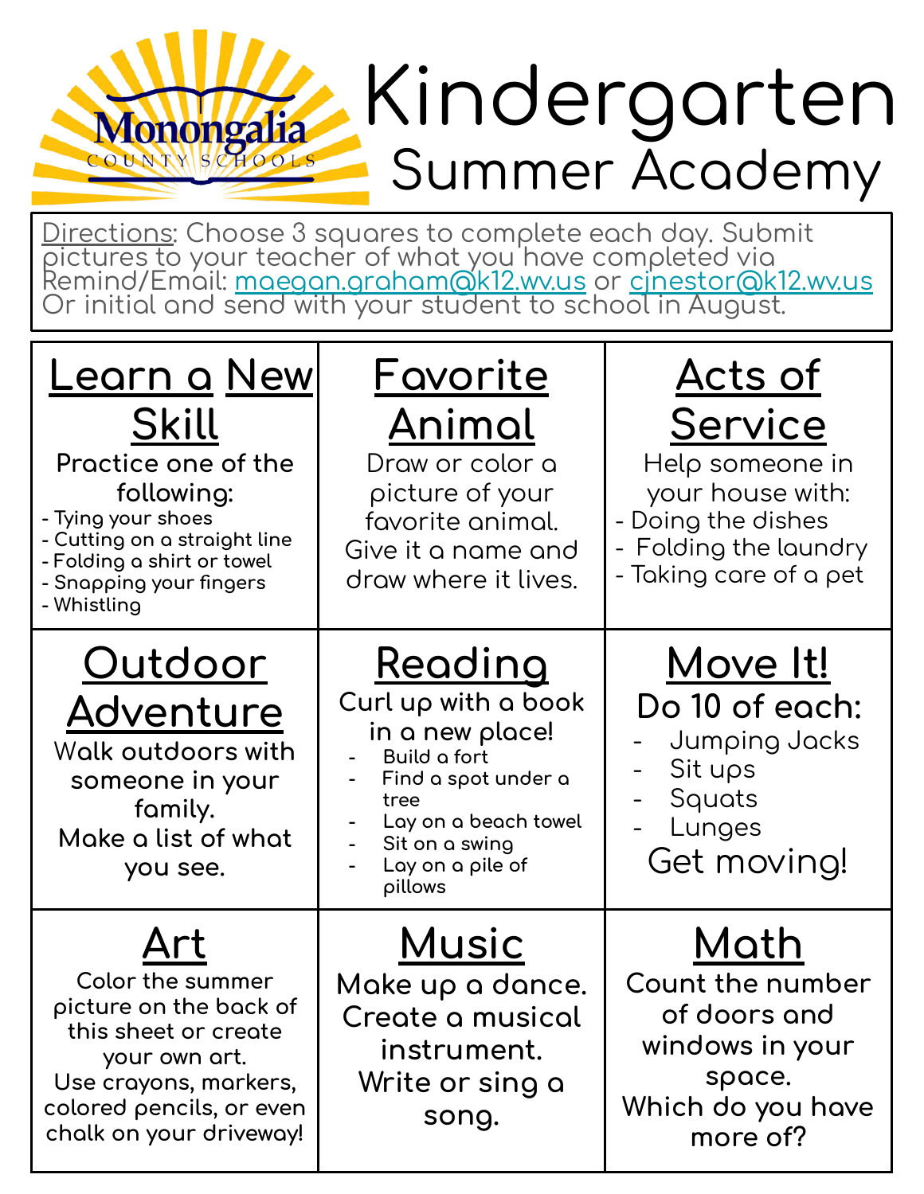Monongalia County Schools

# Kindergarten Summer Academy

Directions: Choose 3 squares to complete each day. Submit pictures to your teacher of what you have completed via Remind/Email: maegan.graham@k12.wv.us or cjnestor@k12.wv.us Or initial and send with your student to school in August.

| Learn a New Skill | Favorite Animal | Acts of Service |
|---|---|---|
| Practice one of the following:<br>- Tying your shoes<br>- Cutting on a straight line<br>- Folding a shirt or towel<br>- Snapping your fingers<br>- Whistling | Draw or color a picture of your favorite animal. Give it a name and draw where it lives. | Help someone in your house with:<br>- Doing the dishes<br>- Folding the laundry<br>- Taking care of a pet |
| **Outdoor Adventure** | **Reading** | **Move It!** |
| Walk outdoors with someone in your family. Make a list of what you see. | Curl up with a book in a new place!<br>- Build a fort<br>- Find a spot under a tree<br>- Lay on a beach towel<br>- Sit on a swing<br>- Lay on a pile of pillows | Do 10 of each:<br>- Jumping Jacks<br>- Sit ups<br>- Squats<br>- Lunges<br>Get moving! |
| **Art** | **Music** | **Math** |
| Color the summer picture on the back of this sheet or create your own art. Use crayons, markers, colored pencils, or even chalk on your driveway! | Make up a dance. Create a musical instrument. Write or sing a song. | Count the number of doors and windows in your space. Which do you have more of? |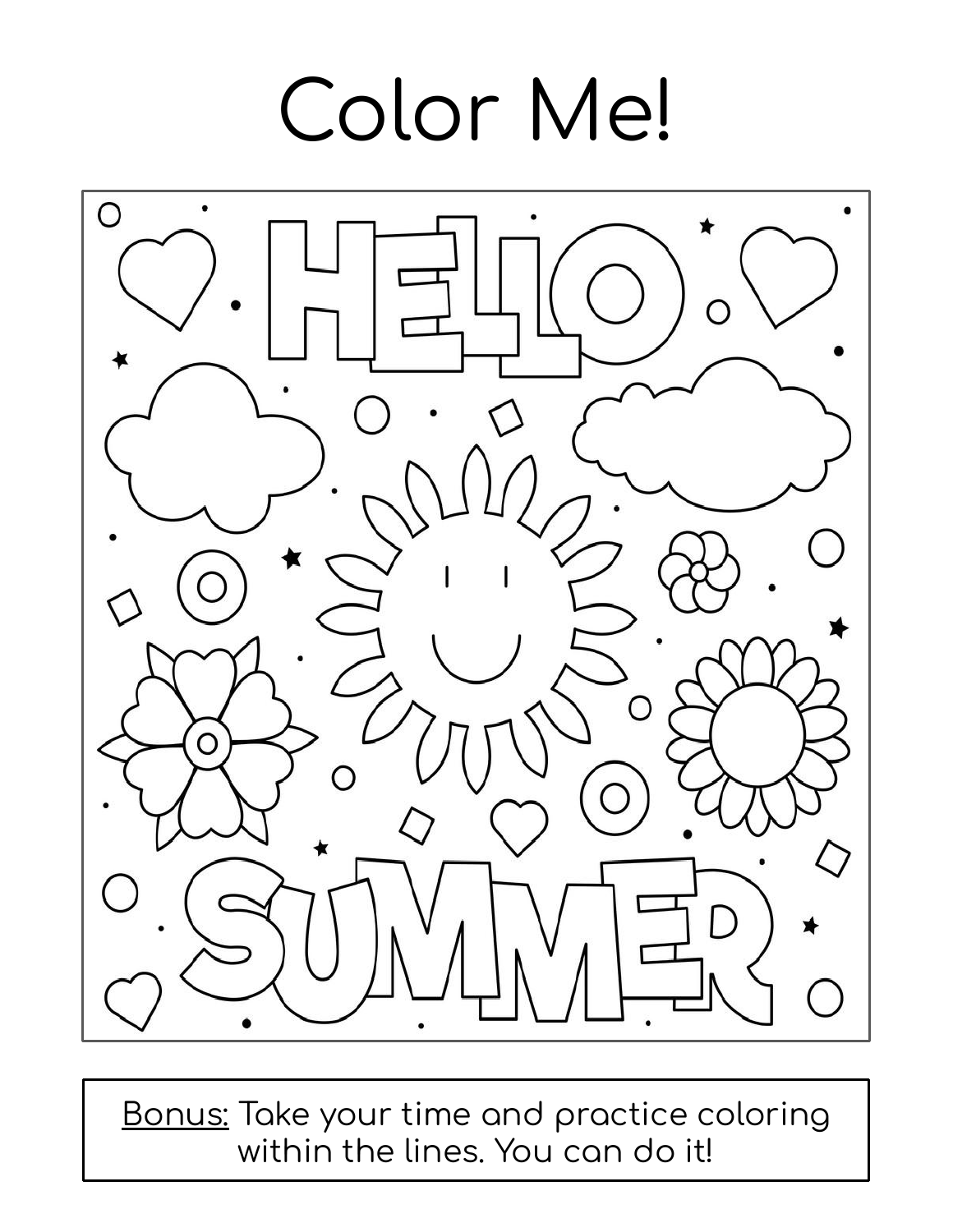# Color Me!

<u>Bonus:</u> Take your time and practice coloring within the lines. You can do it!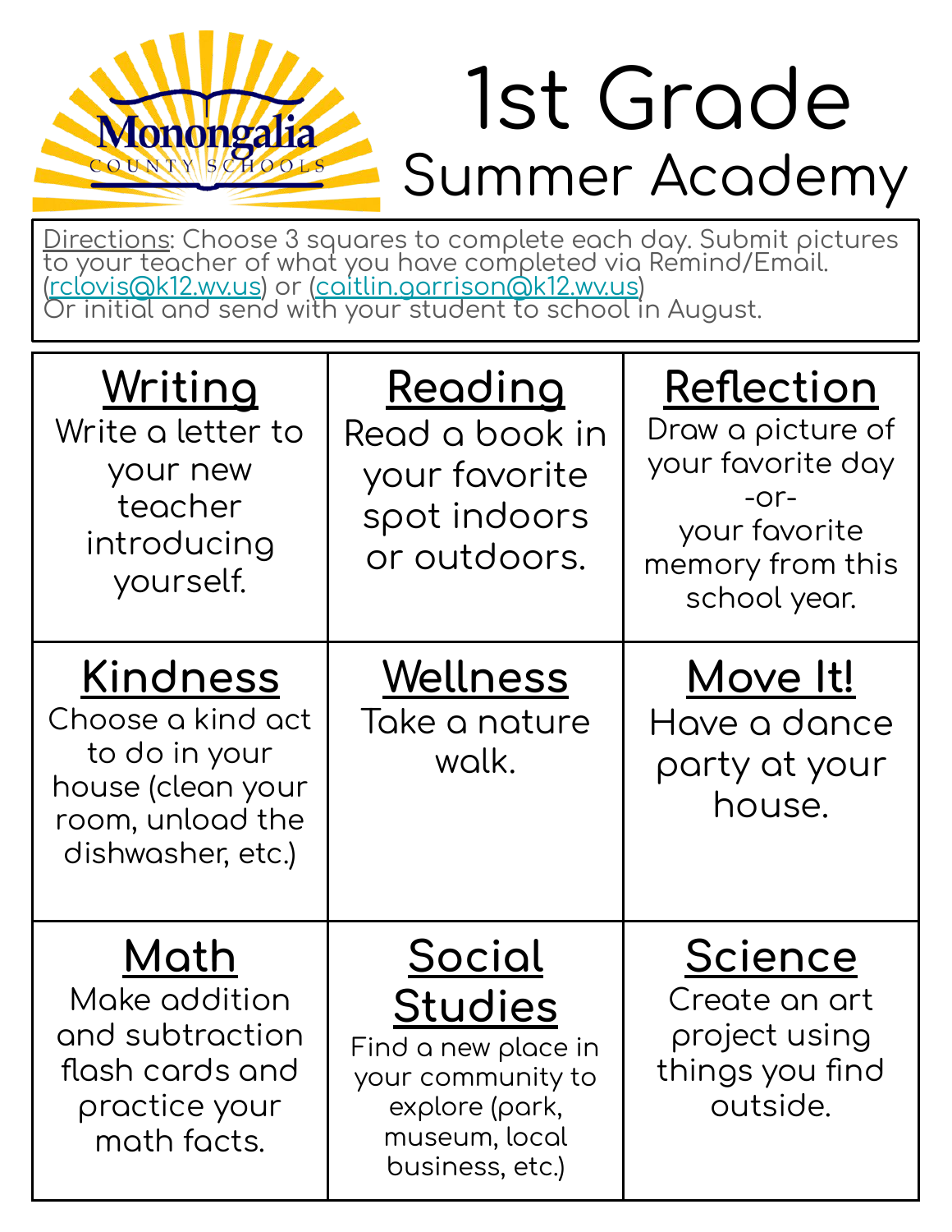Monongalia County Schools

# 1st Grade Summer Academy

Directions: Choose 3 squares to complete each day. Submit pictures to your teacher of what you have completed via Remind/Email. (rclovis@k12.wv.us) or (caitlin.garrison@k12.wv.us) Or initial and send with your student to school in August.

| **Writing** | **Reading** | **Reflection** |
|---|---|---|
| Write a letter to your new teacher introducing yourself. | Read a book in your favorite spot indoors or outdoors. | Draw a picture of your favorite day -or- your favorite memory from this school year. |
| **Kindness** | **Wellness** | **Move It!** |
| Choose a kind act to do in your house (clean your room, unload the dishwasher, etc.) | Take a nature walk. | Have a dance party at your house. |
| **Math** | **Social Studies** | **Science** |
| Make addition and subtraction flash cards and practice your math facts. | Find a new place in your community to explore (park, museum, local business, etc.) | Create an art project using things you find outside. |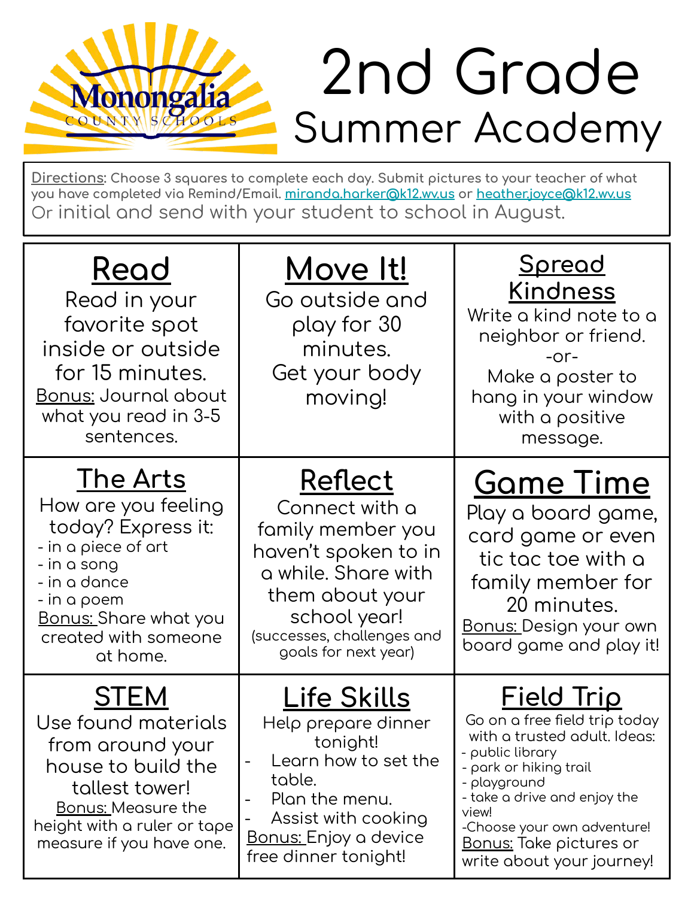# 2nd Grade
## Summer Academy

Monongalia County Schools

Directions: Choose 3 squares to complete each day. Submit pictures to your teacher of what you have completed via Remind/Email. miranda.harker@k12.wv.us or heather.joyce@k12.wv.us
Or initial and send with your student to school in August.

| **Read** | **Move It!** | **Spread Kindness** |
|---|---|---|
| Read in your favorite spot inside or outside for 15 minutes. Bonus: Journal about what you read in 3-5 sentences. | Go outside and play for 30 minutes. Get your body moving! | Write a kind note to a neighbor or friend. -or- Make a poster to hang in your window with a positive message. |
| **The Arts** | **Reflect** | **Game Time** |
| How are you feeling today? Express it: - in a piece of art - in a song - in a dance - in a poem Bonus: Share what you created with someone at home. | Connect with a family member you haven't spoken to in a while. Share with them about your school year! (successes, challenges and goals for next year) | Play a board game, card game or even tic tac toe with a family member for 20 minutes. Bonus: Design your own board game and play it! |
| **STEM** | **Life Skills** | **Field Trip** |
| Use found materials from around your house to build the tallest tower! Bonus: Measure the height with a ruler or tape measure if you have one. | Help prepare dinner tonight! - Learn how to set the table. - Plan the menu. - Assist with cooking Bonus: Enjoy a device free dinner tonight! | Go on a free field trip today with a trusted adult. Ideas: - public library - park or hiking trail - playground - take a drive and enjoy the view! -Choose your own adventure! Bonus: Take pictures or write about your journey! |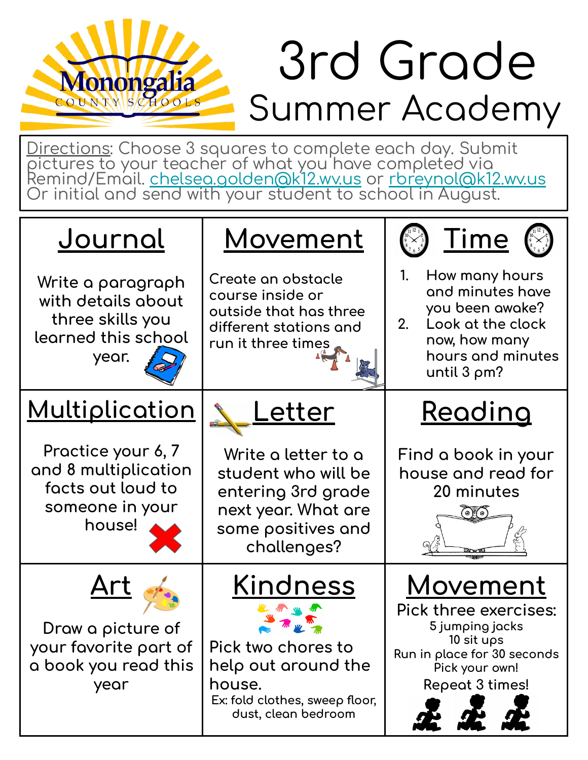Monongalia County Schools

# 3rd Grade Summer Academy

Directions: Choose 3 squares to complete each day. Submit pictures to your teacher of what you have completed via Remind/Email. chelsea.golden@k12.wv.us or rbreynol@k12.wv.us Or initial and send with your student to school in August.

| Journal | Movement | Time |
|---|---|---|
| Write a paragraph with details about three skills you learned this school year. | Create an obstacle course inside or outside that has three different stations and run it three times | 1. How many hours and minutes have you been awake? 2. Look at the clock now, how many hours and minutes until 3 pm? |
| **Multiplication** | **Letter** | **Reading** |
| Practice your 6, 7 and 8 multiplication facts out loud to someone in your house! | Write a letter to a student who will be entering 3rd grade next year. What are some positives and challenges? | Find a book in your house and read for 20 minutes |
| **Art** | **Kindness** | **Movement** |
| Draw a picture of your favorite part of a book you read this year | Pick two chores to help out around the house. Ex: fold clothes, sweep floor, dust, clean bedroom | Pick three exercises: 5 jumping jacks, 10 sit ups, Run in place for 30 seconds, Pick your own! Repeat 3 times! |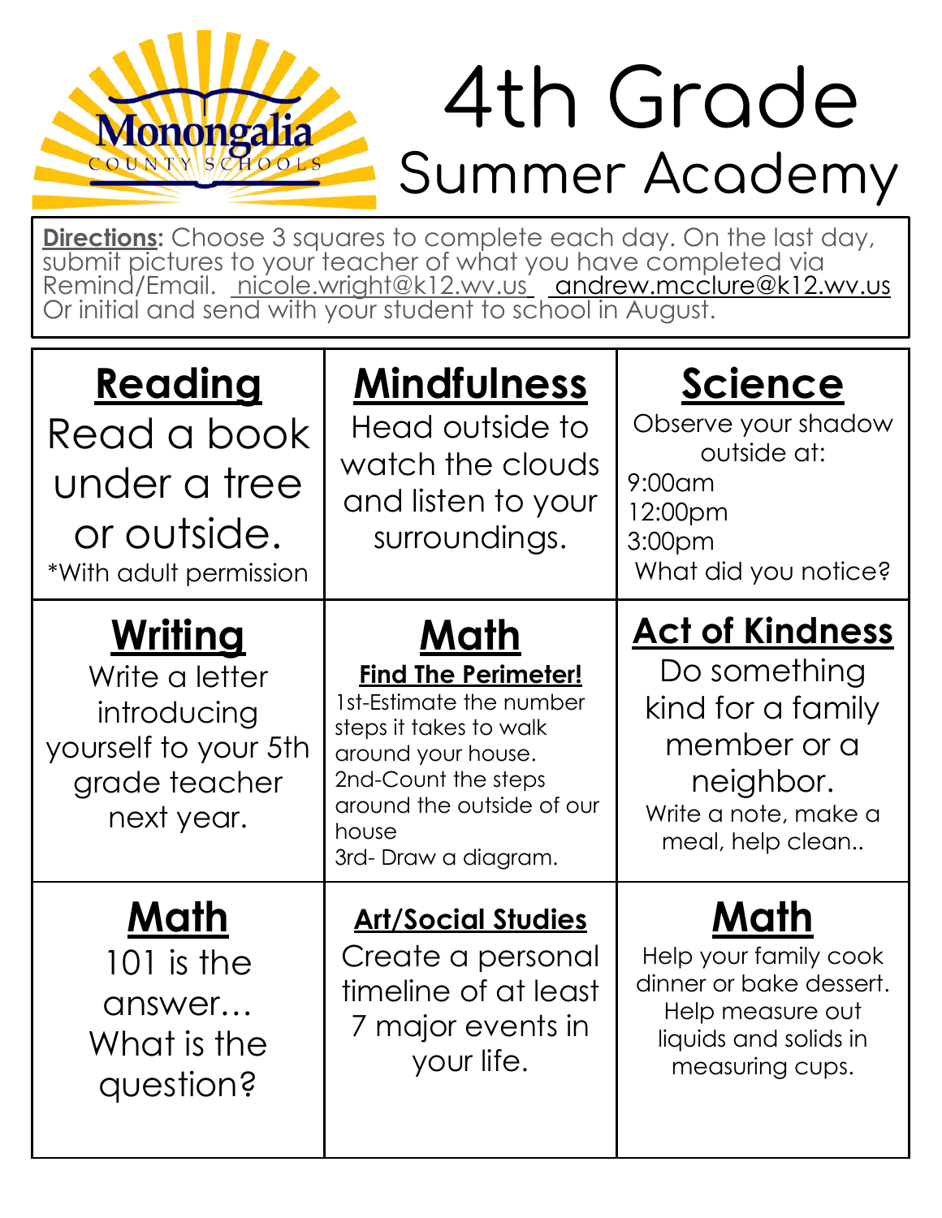Monongalia COUNTY SCHOOLS

# 4th Grade Summer Academy

**Directions:** Choose 3 squares to complete each day. On the last day, submit pictures to your teacher of what you have completed via Remind/Email. nicole.wright@k12.wv.us andrew.mcclure@k12.wv.us Or initial and send with your student to school in August.

| **Reading** | **Mindfulness** | **Science** |
|---|---|---|
| Read a book under a tree or outside. *With adult permission | Head outside to watch the clouds and listen to your surroundings. | Observe your shadow outside at: 9:00am 12:00pm 3:00pm What did you notice? |
| **Writing** Write a letter introducing yourself to your 5th grade teacher next year. | **Math** **Find The Perimeter!** 1st-Estimate the number steps it takes to walk around your house. 2nd-Count the steps around the outside of our house 3rd- Draw a diagram. | **Act of Kindness** Do something kind for a family member or a neighbor. Write a note, make a meal, help clean.. |
| **Math** 101 is the answer… What is the question? | **Art/Social Studies** Create a personal timeline of at least 7 major events in your life. | **Math** Help your family cook dinner or bake dessert. Help measure out liquids and solids in measuring cups. |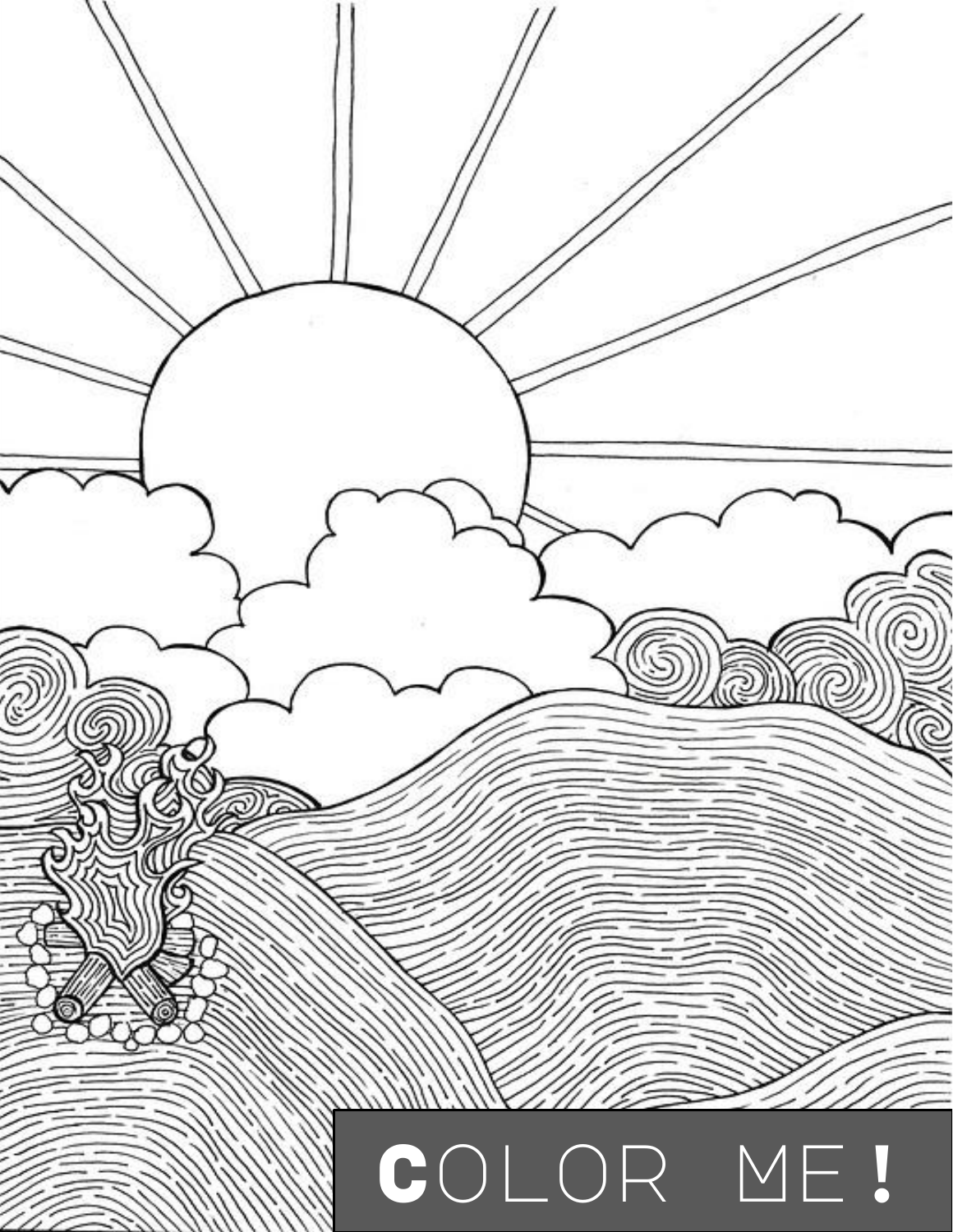COLOR ME!